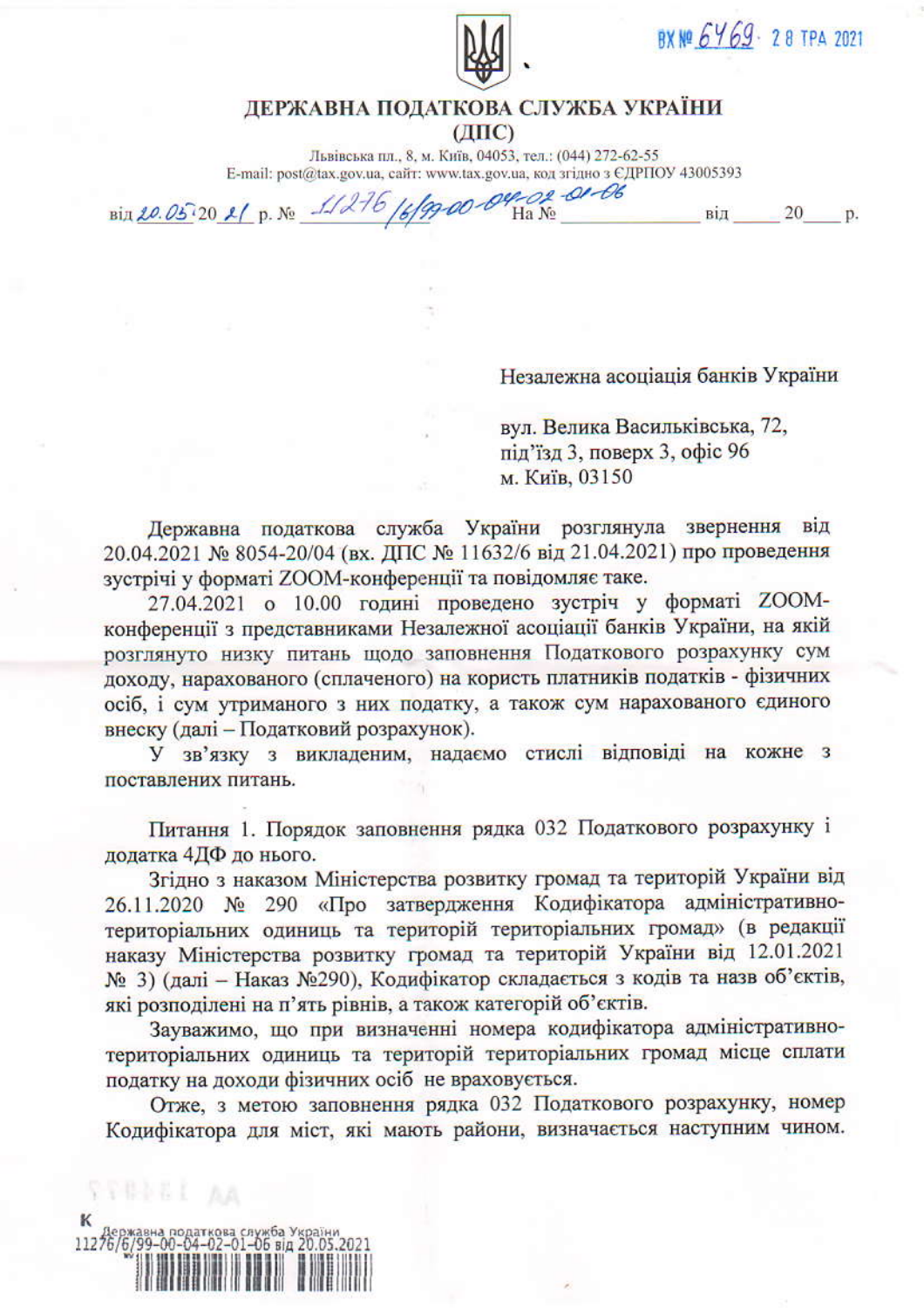ВХ № 6469 · 28 ТРА 2021

# ДЕРЖАВНА ПОДАТКОВА СЛУЖБА УКРАЇНИ
## (ДПС)

Львівська пл., 8, м. Київ, 04053, тел.: (044) 272-62-55
E-mail: post@tax.gov.ua, сайт: www.tax.gov.ua, код згідно з ЄДРПОУ 43005393

від 20.05.2021 р. № 11276/6/99-00-04-02-01-06 На № ______________ від _____ 20____ р.

Незалежна асоціація банків України

вул. Велика Васильківська, 72,
під'їзд 3, поверх 3, офіс 96
м. Київ, 03150

Державна податкова служба України розглянула звернення від 20.04.2021 № 8054-20/04 (вх. ДПС № 11632/6 від 21.04.2021) про проведення зустрічі у форматі ZOOM-конференції та повідомляє таке.

27.04.2021 о 10.00 годині проведено зустріч у форматі ZOOM-конференції з представниками Незалежної асоціації банків України, на якій розглянуто низку питань щодо заповнення Податкового розрахунку сум доходу, нарахованого (сплаченого) на користь платників податків - фізичних осіб, і сум утриманого з них податку, а також сум нарахованого єдиного внеску (далі – Податковий розрахунок).

У зв'язку з викладеним, надаємо стислі відповіді на кожне з поставлених питань.

Питання 1. Порядок заповнення рядка 032 Податкового розрахунку і додатка 4ДФ до нього.

Згідно з наказом Міністерства розвитку громад та територій України від 26.11.2020 № 290 «Про затвердження Кодифікатора адміністративно-територіальних одиниць та територій територіальних громад» (в редакції наказу Міністерства розвитку громад та територій України від 12.01.2021 № 3) (далі – Наказ №290), Кодифікатор складається з кодів та назв об'єктів, які розподілені на п'ять рівнів, а також категорій об'єктів.

Зауважимо, що при визначенні номера кодифікатора адміністративно-територіальних одиниць та територій територіальних громад місце сплати податку на доходи фізичних осіб не враховується.

Отже, з метою заповнення рядка 032 Податкового розрахунку, номер Кодифікатора для міст, які мають райони, визначається наступним чином.

Державна податкова служба України
11276/6/99-00-04-02-01-06 від 20.05.2021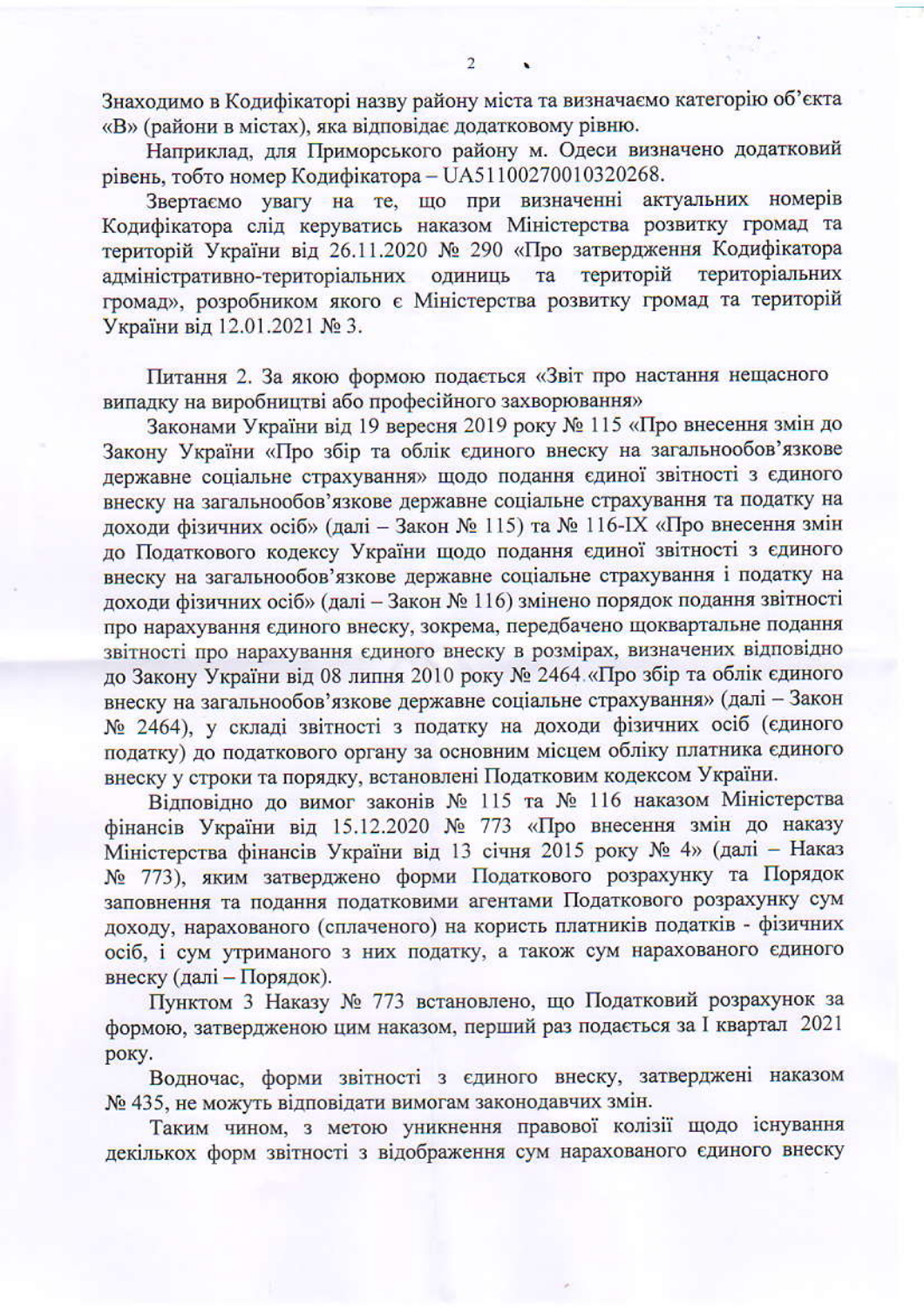Знаходимо в Кодифікаторі назву району міста та визначаємо категорію об'єкта «В» (райони в містах), яка відповідає додатковому рівню.

Наприклад, для Приморського району м. Одеси визначено додатковий рівень, тобто номер Кодифікатора – UA51100270010320268.

Звертаємо увагу на те, що при визначенні актуальних номерів Кодифікатора слід керуватись наказом Міністерства розвитку громад та територій України від 26.11.2020 № 290 «Про затвердження Кодифікатора адміністративно-територіальних одиниць та територій територіальних громад», розробником якого є Міністерства розвитку громад та територій України від 12.01.2021 № 3.

Питання 2. За якою формою подається «Звіт про настання нещасного випадку на виробництві або професійного захворювання»

Законами України від 19 вересня 2019 року № 115 «Про внесення змін до Закону України «Про збір та облік єдиного внеску на загальнообов'язкове державне соціальне страхування» щодо подання єдиної звітності з єдиного внеску на загальнообов'язкове державне соціальне страхування та податку на доходи фізичних осіб» (далі – Закон № 115) та № 116-IX «Про внесення змін до Податкового кодексу України щодо подання єдиної звітності з єдиного внеску на загальнообов'язкове державне соціальне страхування і податку на доходи фізичних осіб» (далі – Закон № 116) змінено порядок подання звітності про нарахування єдиного внеску, зокрема, передбачено щоквартальне подання звітності про нарахування єдиного внеску в розмірах, визначених відповідно до Закону України від 08 липня 2010 року № 2464 «Про збір та облік єдиного внеску на загальнообов'язкове державне соціальне страхування» (далі – Закон № 2464), у складі звітності з податку на доходи фізичних осіб (єдиного податку) до податкового органу за основним місцем обліку платника єдиного внеску у строки та порядку, встановлені Податковим кодексом України.

Відповідно до вимог законів № 115 та № 116 наказом Міністерства фінансів України від 15.12.2020 № 773 «Про внесення змін до наказу Міністерства фінансів України від 13 січня 2015 року № 4» (далі – Наказ № 773), яким затверджено форми Податкового розрахунку та Порядок заповнення та подання податковими агентами Податкового розрахунку сум доходу, нарахованого (сплаченого) на користь платників податків - фізичних осіб, і сум утриманого з них податку, а також сум нарахованого єдиного внеску (далі – Порядок).

Пунктом 3 Наказу № 773 встановлено, що Податковий розрахунок за формою, затвердженою цим наказом, перший раз подається за I квартал 2021 року.

Водночас, форми звітності з єдиного внеску, затверджені наказом № 435, не можуть відповідати вимогам законодавчих змін.

Таким чином, з метою уникнення правової колізії щодо існування декількох форм звітності з відображення сум нарахованого єдиного внеску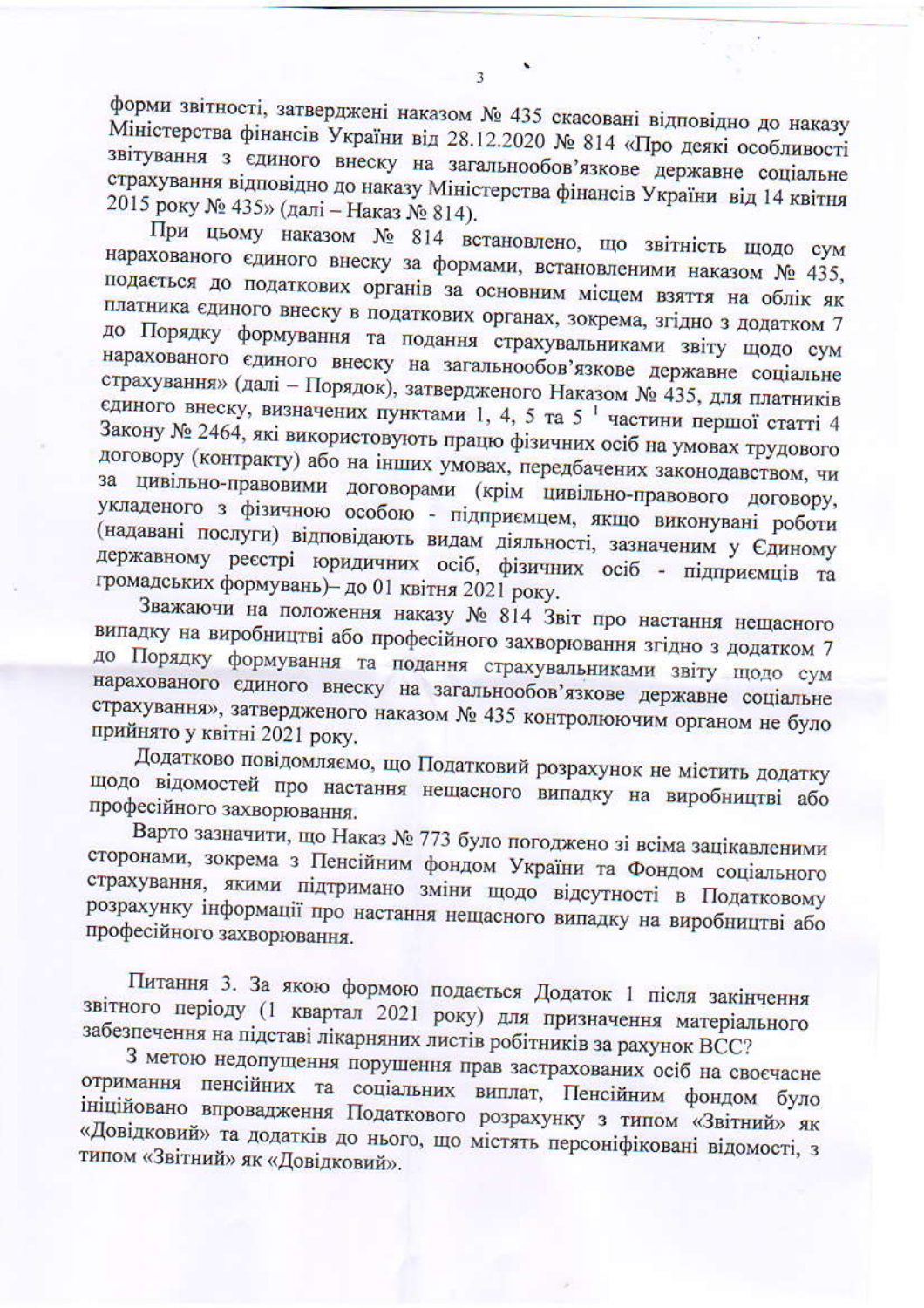форми звітності, затверджені наказом № 435 скасовані відповідно до наказу Міністерства фінансів України від 28.12.2020 № 814 «Про деякі особливості звітування з єдиного внеску на загальнообов'язкове державне соціальне страхування відповідно до наказу Міністерства фінансів України від 14 квітня 2015 року № 435» (далі – Наказ № 814).

При цьому наказом № 814 встановлено, що звітність щодо сум нарахованого єдиного внеску за формами, встановленими наказом № 435, подається до податкових органів за основним місцем взяття на облік як платника єдиного внеску в податкових органах, зокрема, згідно з додатком 7 до Порядку формування та подання страхувальниками звіту щодо сум нарахованого єдиного внеску на загальнообов'язкове державне соціальне страхування» (далі – Порядок), затвердженого Наказом № 435, для платників єдиного внеску, визначених пунктами 1, 4, 5 та 5 [1] частини першої статті 4 Закону № 2464, які використовують працю фізичних осіб на умовах трудового договору (контракту) або на інших умовах, передбачених законодавством, чи за цивільно-правовими договорами (крім цивільно-правового договору, укладеного з фізичною особою - підприємцем, якщо виконувані роботи (надавані послуги) відповідають видам діяльності, зазначеним у Єдиному державному реєстрі юридичних осіб, фізичних осіб - підприємців та громадських формувань)– до 01 квітня 2021 року.

Зважаючи на положення наказу № 814 Звіт про настання нещасного випадку на виробництві або професійного захворювання згідно з додатком 7 до Порядку формування та подання страхувальниками звіту щодо сум нарахованого єдиного внеску на загальнообов'язкове державне соціальне страхування», затвердженого наказом № 435 контролюючим органом не було прийнято у квітні 2021 року.

Додатково повідомляємо, що Податковий розрахунок не містить додатку щодо відомостей про настання нещасного випадку на виробництві або професійного захворювання.

Варто зазначити, що Наказ № 773 було погоджено зі всіма зацікавленими сторонами, зокрема з Пенсійним фондом України та Фондом соціального страхування, якими підтримано зміни щодо відсутності в Податковому розрахунку інформації про настання нещасного випадку на виробництві або професійного захворювання.

Питання 3. За якою формою подається Додаток 1 після закінчення звітного періоду (1 квартал 2021 року) для призначення матеріального забезпечення на підставі лікарняних листів робітників за рахунок ВСС?

З метою недопущення порушення прав застрахованих осіб на своєчасне отримання пенсійних та соціальних виплат, Пенсійним фондом було ініційовано впровадження Податкового розрахунку з типом «Звітний» як «Довідковий» та додатків до нього, що містять персоніфіковані відомості, з типом «Звітний» як «Довідковий».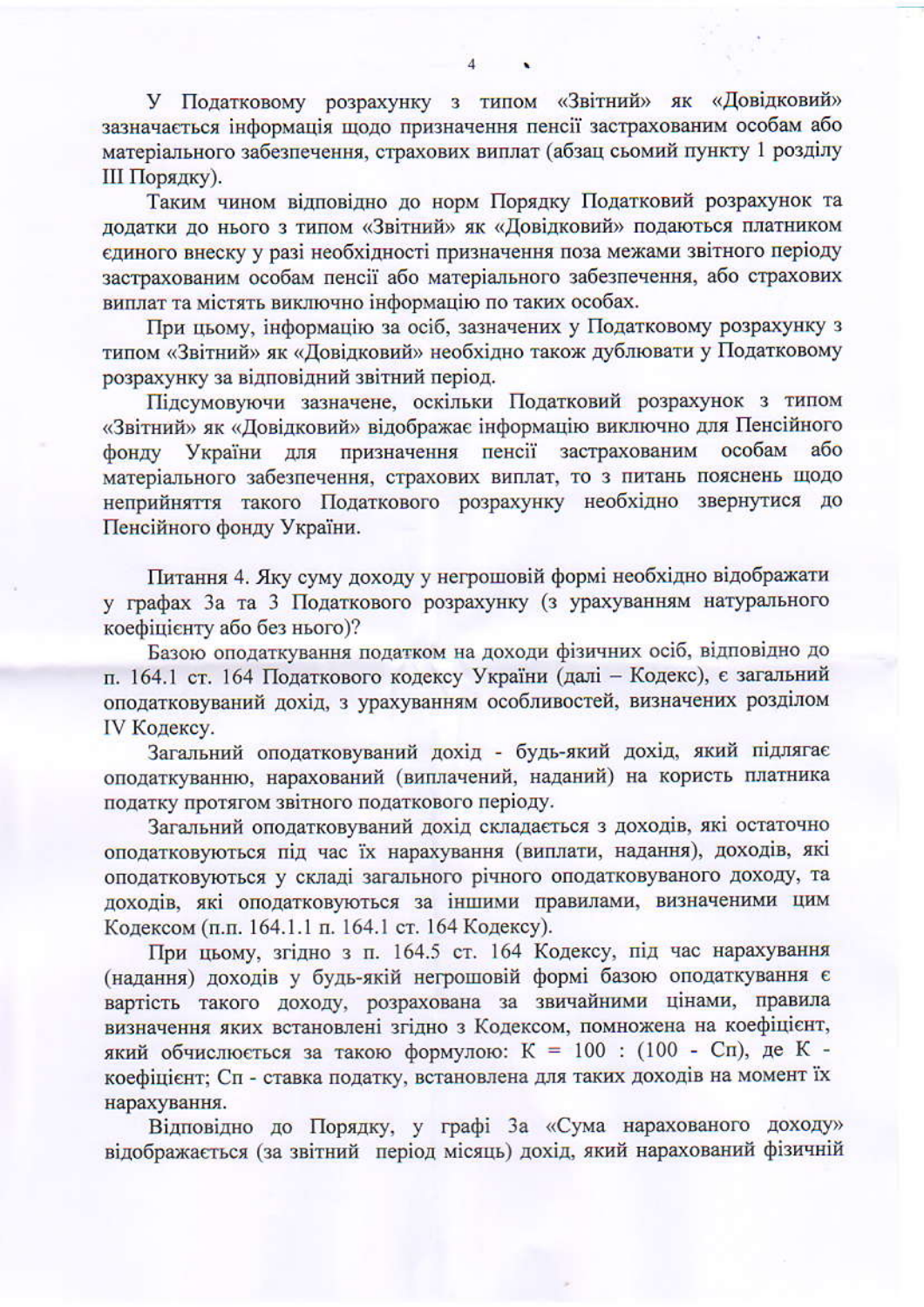У Податковому розрахунку з типом «Звітний» як «Довідковий» зазначається інформація щодо призначення пенсії застрахованим особам або матеріального забезпечення, страхових виплат (абзац сьомий пункту 1 розділу III Порядку).

Таким чином відповідно до норм Порядку Податковий розрахунок та додатки до нього з типом «Звітний» як «Довідковий» подаються платником єдиного внеску у разі необхідності призначення поза межами звітного періоду застрахованим особам пенсії або матеріального забезпечення, або страхових виплат та містять виключно інформацію по таких особах.

При цьому, інформацію за осіб, зазначених у Податковому розрахунку з типом «Звітний» як «Довідковий» необхідно також дублювати у Податковому розрахунку за відповідний звітний період.

Підсумовуючи зазначене, оскільки Податковий розрахунок з типом «Звітний» як «Довідковий» відображає інформацію виключно для Пенсійного фонду України для призначення пенсії застрахованим особам або матеріального забезпечення, страхових виплат, то з питань пояснень щодо неприйняття такого Податкового розрахунку необхідно звернутися до Пенсійного фонду України.

Питання 4. Яку суму доходу у негрошовій формі необхідно відображати у графах 3а та 3 Податкового розрахунку (з урахуванням натурального коефіцієнту або без нього)?

Базою оподаткування податком на доходи фізичних осіб, відповідно до п. 164.1 ст. 164 Податкового кодексу України (далі – Кодекс), є загальний оподатковуваний дохід, з урахуванням особливостей, визначених розділом IV Кодексу.

Загальний оподатковуваний дохід - будь-який дохід, який підлягає оподаткуванню, нарахований (виплачений, наданий) на користь платника податку протягом звітного податкового періоду.

Загальний оподатковуваний дохід складається з доходів, які остаточно оподатковуються під час їх нарахування (виплати, надання), доходів, які оподатковуються у складі загального річного оподатковуваного доходу, та доходів, які оподатковуються за іншими правилами, визначеними цим Кодексом (п.п. 164.1.1 п. 164.1 ст. 164 Кодексу).

При цьому, згідно з п. 164.5 ст. 164 Кодексу, під час нарахування (надання) доходів у будь-якій негрошовій формі базою оподаткування є вартість такого доходу, розрахована за звичайними цінами, правила визначення яких встановлені згідно з Кодексом, помножена на коефіцієнт, який обчислюється за такою формулою: $К = 100 : (100 - Сп)$, де К - коефіцієнт; Сп - ставка податку, встановлена для таких доходів на момент їх нарахування.

Відповідно до Порядку, у графі 3а «Сума нарахованого доходу» відображається (за звітний період місяць) дохід, який нарахований фізичній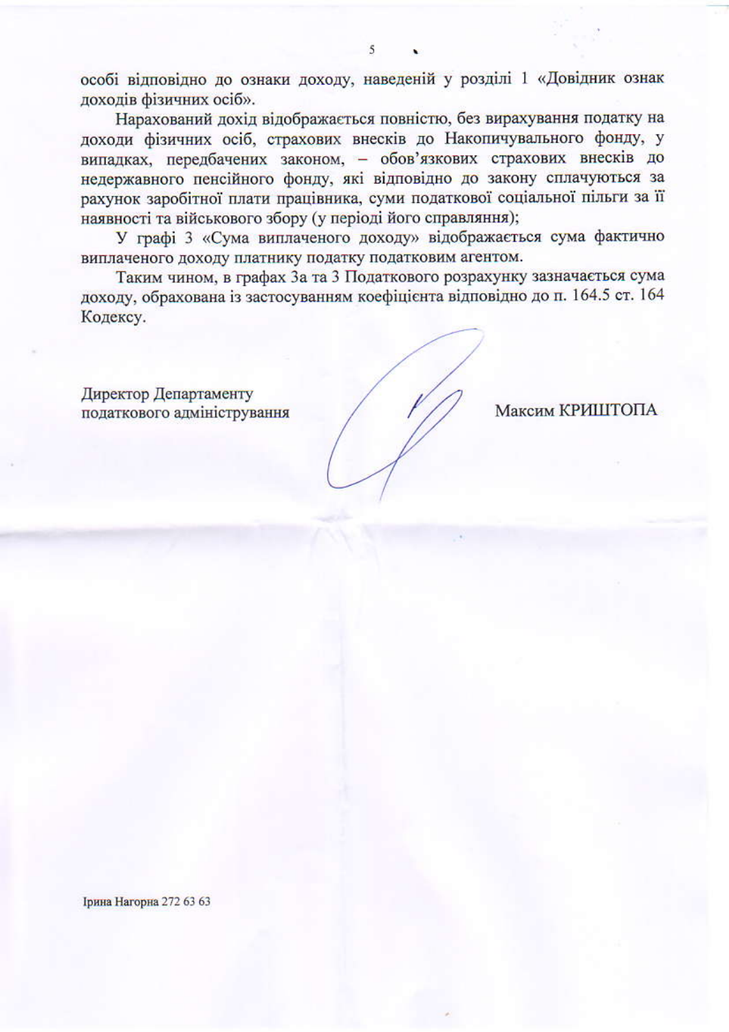особі відповідно до ознаки доходу, наведеній у розділі 1 «Довідник ознак доходів фізичних осіб».

Нарахований дохід відображається повністю, без вирахування податку на доходи фізичних осіб, страхових внесків до Накопичувального фонду, у випадках, передбачених законом, – обов'язкових страхових внесків до недержавного пенсійного фонду, які відповідно до закону сплачуються за рахунок заробітної плати працівника, суми податкової соціальної пільги за її наявності та військового збору (у періоді його справляння);

У графі 3 «Сума виплаченого доходу» відображається сума фактично виплаченого доходу платнику податку податковим агентом.

Таким чином, в графах 3а та 3 Податкового розрахунку зазначається сума доходу, обрахована із застосуванням коефіцієнта відповідно до п. 164.5 ст. 164 Кодексу.

Директор Департаменту
податкового адміністрування — Максим КРИШТОПА

Ірина Нагорна 272 63 63